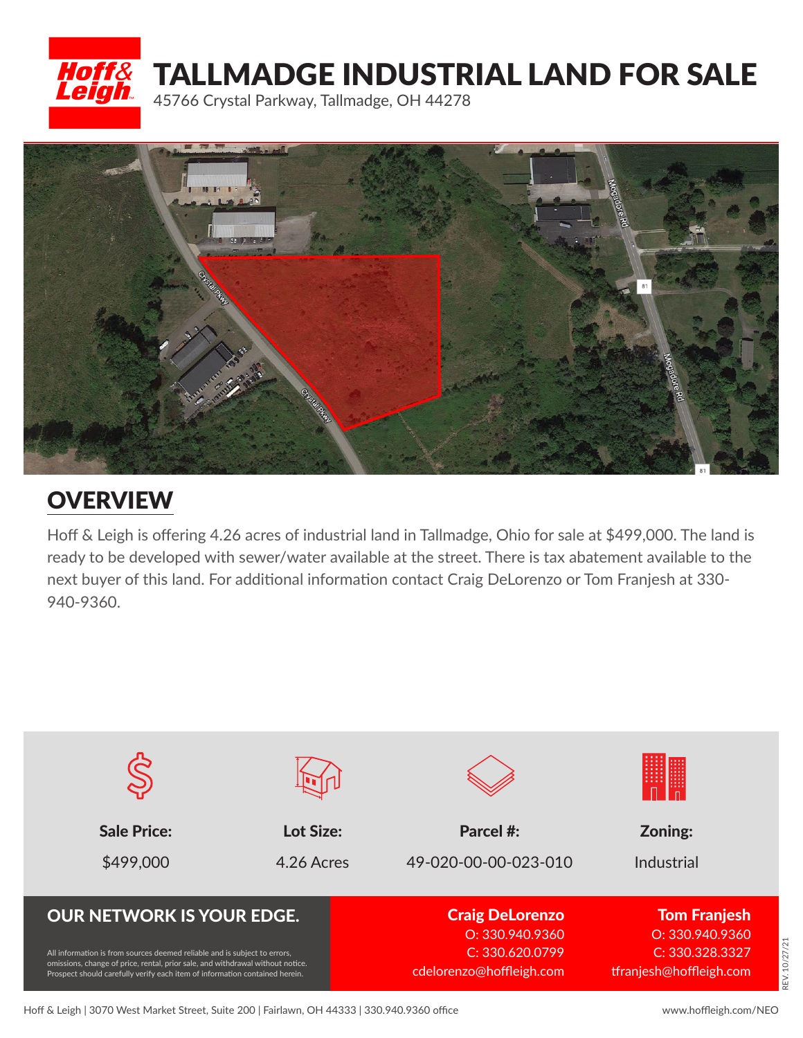# TALLMADGE INDUSTRIAL LAND FOR SALE

45766 Crystal Parkway, Tallmadge, OH 44278

## OVERVIEW

Hoff & Leigh is offering 4.26 acres of industrial land in Tallmadge, Ohio for sale at $499,000. The land is ready to be developed with sewer/water available at the street. There is tax abatement available to the next buyer of this land. For additional information contact Craig DeLorenzo or Tom Franjesh at 330-940-9360.

| Sale Price: | Lot Size: | Parcel #: | Zoning: |
|---|---|---|---|
| $499,000 | 4.26 Acres | 49-020-00-00-023-010 | Industrial |

**OUR NETWORK IS YOUR EDGE.**

All information is from sources deemed reliable and is subject to errors, omissions, change of price, rental, prior sale, and withdrawal without notice. Prospect should carefully verify each item of information contained herein.

**Craig DeLorenzo**
O: 330.940.9360
C: 330.620.0799
cdelorenzo@hoffleigh.com

**Tom Franjesh**
O: 330.940.9360
C: 330.328.3327
tfranjesh@hoffleigh.com

REV. 10/27/21

Hoff & Leigh | 3070 West Market Street, Suite 200 | Fairlawn, OH 44333 | 330.940.9360 office

www.hoffleigh.com/NEO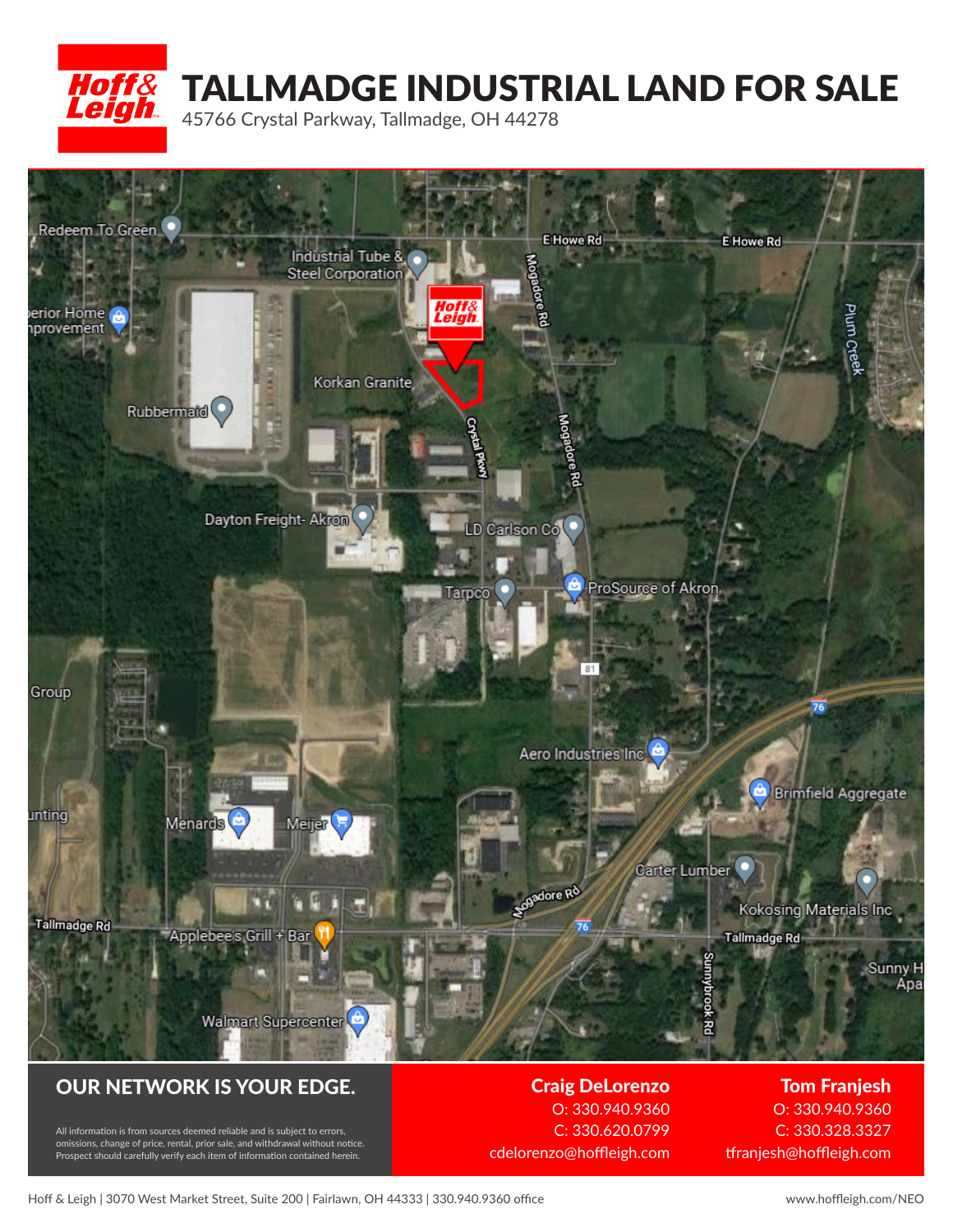# TALLMADGE INDUSTRIAL LAND FOR SALE

45766 Crystal Parkway, Tallmadge, OH 44278

Redeem To Green
Industrial Tube & Steel Corporation
E Howe Rd
E Howe Rd
Mogadore Rd
Plum Creek
erior Home nprovement
Korkan Granite
Rubbermaid
Crystal Pkwy
Mogadore Rd
Dayton Freight- Akron
LD Carlson Co
Tarpco
ProSource of Akron
81
Group
76
Aero Industries Inc
Brimfield Aggregate
unting
Menards
Meijer
Carter Lumber
Mogadore Rd
Kokosing Materials Inc
Tallmadge Rd
Applebee's Grill + Bar
76
Tallmadge Rd
Sunnybrook Rd
Sunny H Apa
Walmart Supercenter

## OUR NETWORK IS YOUR EDGE.

All information is from sources deemed reliable and is subject to errors, omissions, change of price, rental, prior sale, and withdrawal without notice. Prospect should carefully verify each item of information contained herein.

**Craig DeLorenzo**
O: 330.940.9360
C: 330.620.0799
cdelorenzo@hoffleigh.com

**Tom Franjesh**
O: 330.940.9360
C: 330.328.3327
tfranjesh@hoffleigh.com

Hoff & Leigh | 3070 West Market Street, Suite 200 | Fairlawn, OH 44333 | 330.940.9360 office

www.hoffleigh.com/NEO